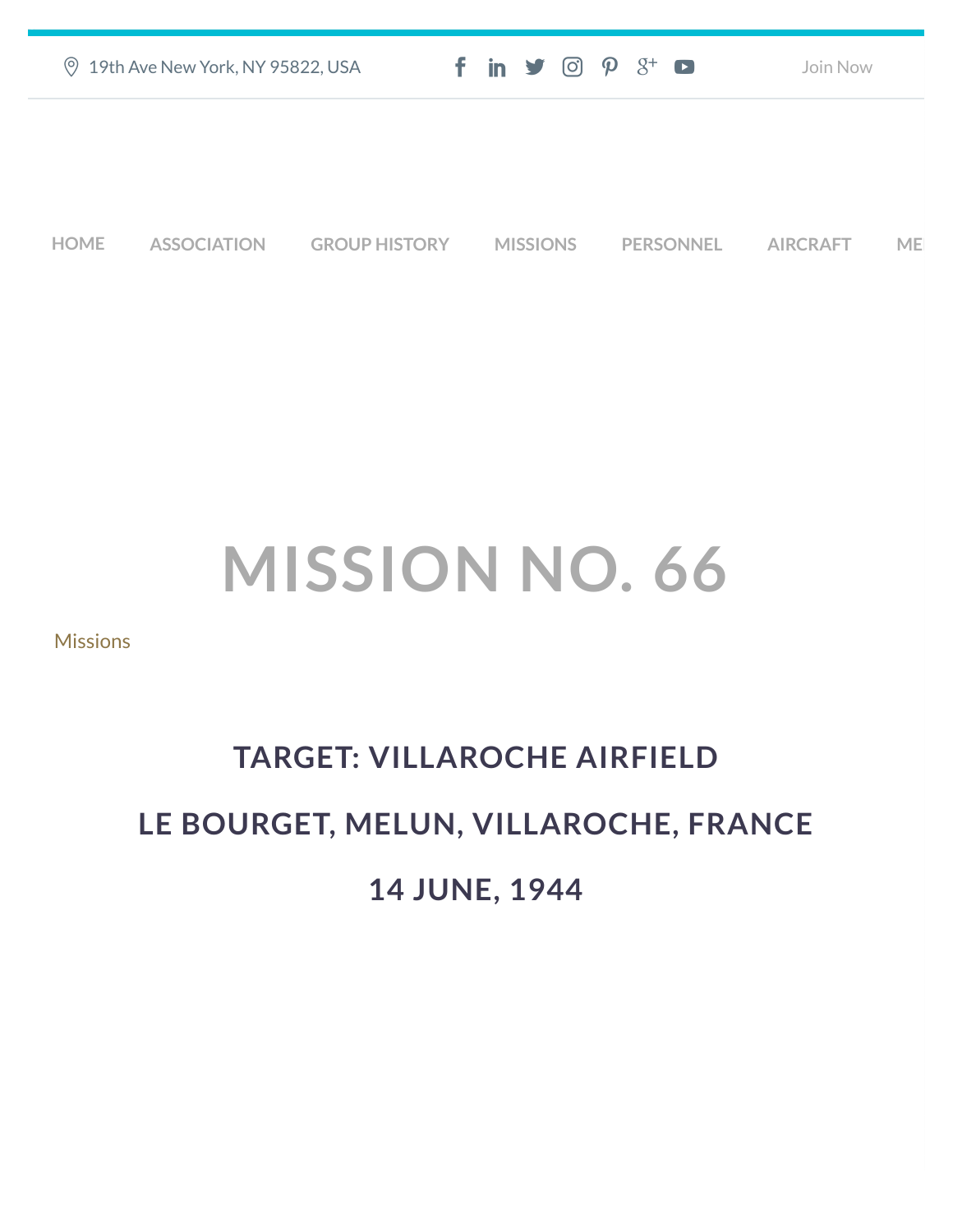19th Ave New York, NY 95822, USA

Join Now

HOME ASSOCIATION GROUP HISTORY MISSIONS PERSONNEL AIRCRAFT ME

# MISSION NO. 66

Missions

## TARGET: VILLAROCHE AIRFIELD

## LE BOURGET, MELUN, VILLAROCHE, FRANCE

## 14 JUNE, 1944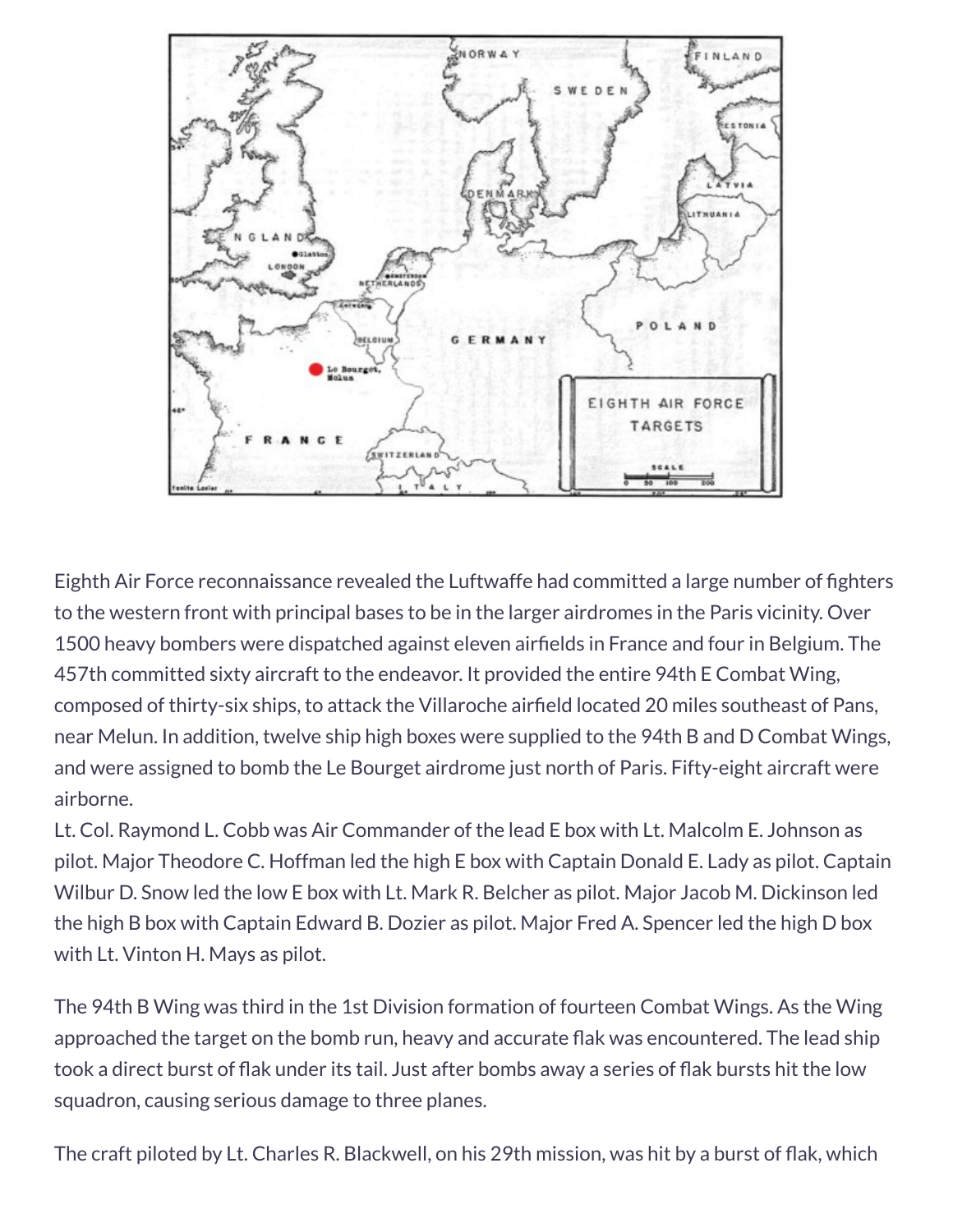Eighth Air Force reconnaissance revealed the Luftwaffe had committed a large number of fighters to the western front with principal bases to be in the larger airdromes in the Paris vicinity. Over 1500 heavy bombers were dispatched against eleven airfields in France and four in Belgium. The 457th committed sixty aircraft to the endeavor. It provided the entire 94th E Combat Wing, composed of thirty-six ships, to attack the Villaroche airfield located 20 miles southeast of Pans, near Melun. In addition, twelve ship high boxes were supplied to the 94th B and D Combat Wings, and were assigned to bomb the Le Bourget airdrome just north of Paris. Fifty-eight aircraft were airborne.
Lt. Col. Raymond L. Cobb was Air Commander of the lead E box with Lt. Malcolm E. Johnson as pilot. Major Theodore C. Hoffman led the high E box with Captain Donald E. Lady as pilot. Captain Wilbur D. Snow led the low E box with Lt. Mark R. Belcher as pilot. Major Jacob M. Dickinson led the high B box with Captain Edward B. Dozier as pilot. Major Fred A. Spencer led the high D box with Lt. Vinton H. Mays as pilot.

The 94th B Wing was third in the 1st Division formation of fourteen Combat Wings. As the Wing approached the target on the bomb run, heavy and accurate flak was encountered. The lead ship took a direct burst of flak under its tail. Just after bombs away a series of flak bursts hit the low squadron, causing serious damage to three planes.

The craft piloted by Lt. Charles R. Blackwell, on his 29th mission, was hit by a burst of flak, which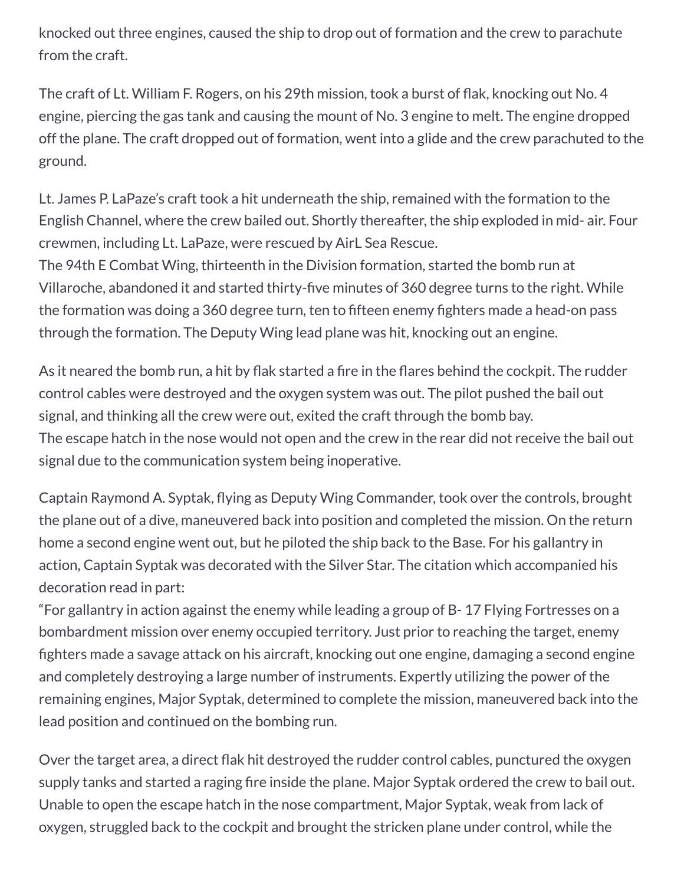knocked out three engines, caused the ship to drop out of formation and the crew to parachute from the craft.

The craft of Lt. William F. Rogers, on his 29th mission, took a burst of flak, knocking out No. 4 engine, piercing the gas tank and causing the mount of No. 3 engine to melt. The engine dropped off the plane. The craft dropped out of formation, went into a glide and the crew parachuted to the ground.

Lt. James P. LaPaze's craft took a hit underneath the ship, remained with the formation to the English Channel, where the crew bailed out. Shortly thereafter, the ship exploded in mid- air. Four crewmen, including Lt. LaPaze, were rescued by AirL Sea Rescue.
The 94th E Combat Wing, thirteenth in the Division formation, started the bomb run at Villaroche, abandoned it and started thirty-five minutes of 360 degree turns to the right. While the formation was doing a 360 degree turn, ten to fifteen enemy fighters made a head-on pass through the formation. The Deputy Wing lead plane was hit, knocking out an engine.

As it neared the bomb run, a hit by flak started a fire in the flares behind the cockpit. The rudder control cables were destroyed and the oxygen system was out. The pilot pushed the bail out signal, and thinking all the crew were out, exited the craft through the bomb bay.
The escape hatch in the nose would not open and the crew in the rear did not receive the bail out signal due to the communication system being inoperative.

Captain Raymond A. Syptak, flying as Deputy Wing Commander, took over the controls, brought the plane out of a dive, maneuvered back into position and completed the mission. On the return home a second engine went out, but he piloted the ship back to the Base. For his gallantry in action, Captain Syptak was decorated with the Silver Star. The citation which accompanied his decoration read in part:
"For gallantry in action against the enemy while leading a group of B- 17 Flying Fortresses on a bombardment mission over enemy occupied territory. Just prior to reaching the target, enemy fighters made a savage attack on his aircraft, knocking out one engine, damaging a second engine and completely destroying a large number of instruments. Expertly utilizing the power of the remaining engines, Major Syptak, determined to complete the mission, maneuvered back into the lead position and continued on the bombing run.

Over the target area, a direct flak hit destroyed the rudder control cables, punctured the oxygen supply tanks and started a raging fire inside the plane. Major Syptak ordered the crew to bail out. Unable to open the escape hatch in the nose compartment, Major Syptak, weak from lack of oxygen, struggled back to the cockpit and brought the stricken plane under control, while the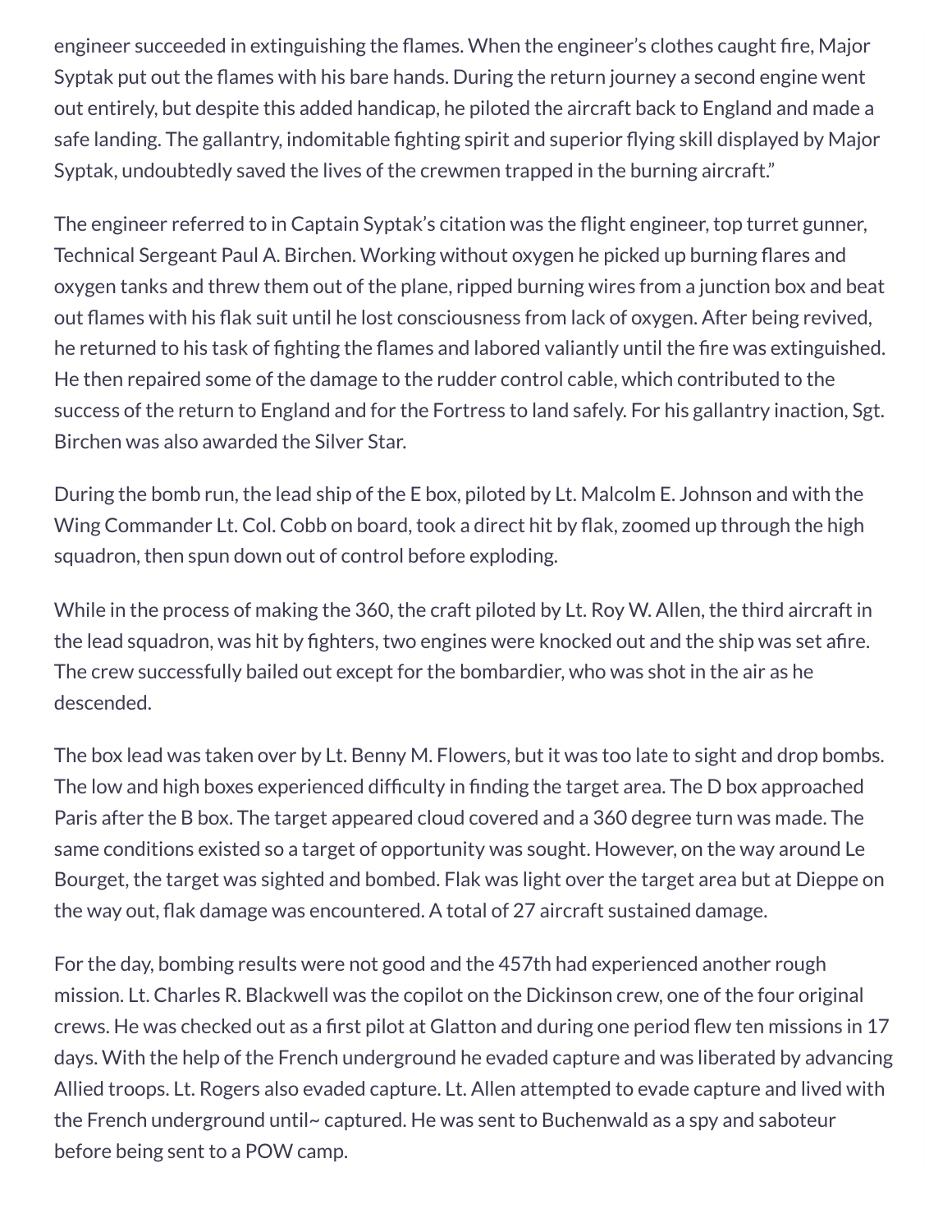engineer succeeded in extinguishing the flames. When the engineer's clothes caught fire, Major Syptak put out the flames with his bare hands. During the return journey a second engine went out entirely, but despite this added handicap, he piloted the aircraft back to England and made a safe landing. The gallantry, indomitable fighting spirit and superior flying skill displayed by Major Syptak, undoubtedly saved the lives of the crewmen trapped in the burning aircraft."

The engineer referred to in Captain Syptak's citation was the flight engineer, top turret gunner, Technical Sergeant Paul A. Birchen. Working without oxygen he picked up burning flares and oxygen tanks and threw them out of the plane, ripped burning wires from a junction box and beat out flames with his flak suit until he lost consciousness from lack of oxygen. After being revived, he returned to his task of fighting the flames and labored valiantly until the fire was extinguished. He then repaired some of the damage to the rudder control cable, which contributed to the success of the return to England and for the Fortress to land safely. For his gallantry inaction, Sgt. Birchen was also awarded the Silver Star.

During the bomb run, the lead ship of the E box, piloted by Lt. Malcolm E. Johnson and with the Wing Commander Lt. Col. Cobb on board, took a direct hit by flak, zoomed up through the high squadron, then spun down out of control before exploding.

While in the process of making the 360, the craft piloted by Lt. Roy W. Allen, the third aircraft in the lead squadron, was hit by fighters, two engines were knocked out and the ship was set afire. The crew successfully bailed out except for the bombardier, who was shot in the air as he descended.

The box lead was taken over by Lt. Benny M. Flowers, but it was too late to sight and drop bombs. The low and high boxes experienced difficulty in finding the target area. The D box approached Paris after the B box. The target appeared cloud covered and a 360 degree turn was made. The same conditions existed so a target of opportunity was sought. However, on the way around Le Bourget, the target was sighted and bombed. Flak was light over the target area but at Dieppe on the way out, flak damage was encountered. A total of 27 aircraft sustained damage.

For the day, bombing results were not good and the 457th had experienced another rough mission. Lt. Charles R. Blackwell was the copilot on the Dickinson crew, one of the four original crews. He was checked out as a first pilot at Glatton and during one period flew ten missions in 17 days. With the help of the French underground he evaded capture and was liberated by advancing Allied troops. Lt. Rogers also evaded capture. Lt. Allen attempted to evade capture and lived with the French underground until~ captured. He was sent to Buchenwald as a spy and saboteur before being sent to a POW camp.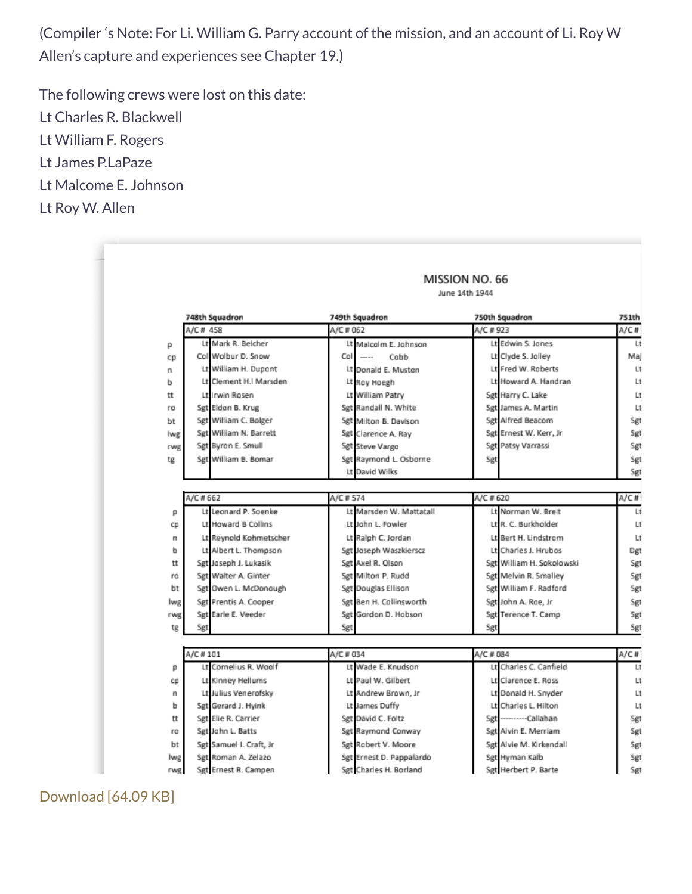(Compiler 's Note: For Li. William G. Parry account of the mission, and an account of Li. Roy W Allen's capture and experiences see Chapter 19.)

The following crews were lost on this date:

Lt Charles R. Blackwell

Lt William F. Rogers

Lt James P.LaPaze

Lt Malcome E. Johnson

Lt Roy W. Allen

MISSION NO. 66

June 14th 1944

| | 748th Squadron | | 749th Squadron | | 750th Squadron | | 751th | |
|---|---|---|---|---|---|---|---|---|
| | A/C # 458 | | A/C # 062 | | A/C # 923 | | A/C # | |
| p | Lt | Mark R. Belcher | Lt | Malcolm E. Johnson | Lt | Edwin S. Jones | Lt | |
| cp | Col | Wolbur D. Snow | Col | ----- Cobb | Lt | Clyde S. Jolley | Maj | |
| n | Lt | William H. Dupont | Lt | Donald E. Muston | Lt | Fred W. Roberts | Lt | |
| b | Lt | Clement H.I Marsden | Lt | Roy Hoegh | Lt | Howard A. Handran | Lt | |
| tt | Lt | Irwin Rosen | Lt | William Patry | Sgt | Harry C. Lake | Lt | |
| ro | Sgt | Eldon B. Krug | Sgt | Randall N. White | Sgt | James A. Martin | Lt | |
| bt | Sgt | William C. Bolger | Sgt | Milton B. Davison | Sgt | Alfred Beacom | Sgt | |
| lwg | Sgt | William N. Barrett | Sgt | Clarence A. Ray | Sgt | Ernest W. Kerr, Jr | Sgt | |
| rwg | Sgt | Byron E. Smull | Sgt | Steve Vargo | Sgt | Patsy Varrassi | Sgt | |
| tg | Sgt | William B. Bomar | Sgt | Raymond L. Osborne | Sgt | | Sgt | |
| | | | Lt | David Wilks | | | Sgt | |
| | A/C # 662 | | A/C # 574 | | A/C # 620 | | A/C # | |
| p | Lt | Leonard P. Soenke | Lt | Marsden W. Mattatall | Lt | Norman W. Breit | Lt | |
| cp | Lt | Howard B Collins | Lt | John L. Fowler | Lt | R. C. Burkholder | Lt | |
| n | Lt | Reynold Kohmetscher | Lt | Ralph C. Jordan | Lt | Bert H. Lindstrom | Lt | |
| b | Lt | Albert L. Thompson | Sgt | Joseph Waszkierscz | Lt | Charles J. Hrubos | Dgt | |
| tt | Sgt | Joseph J. Lukasik | Sgt | Axel R. Olson | Sgt | William H. Sokolowski | Sgt | |
| ro | Sgt | Walter A. Ginter | Sgt | Milton P. Rudd | Sgt | Melvin R. Smalley | Sgt | |
| bt | Sgt | Owen L. McDonough | Sgt | Douglas Ellison | Sgt | William F. Radford | Sgt | |
| lwg | Sgt | Prentis A. Cooper | Sgt | Ben H. Collinsworth | Sgt | John A. Roe, Jr | Sgt | |
| rwg | Sgt | Earle E. Veeder | Sgt | Gordon D. Hobson | Sgt | Terence T. Camp | Sgt | |
| tg | Sgt | | Sgt | | Sgt | | Sgt | |
| | A/C # 101 | | A/C # 034 | | A/C # 084 | | A/C # | |
| p | Lt | Cornelius R. Woolf | Lt | Wade E. Knudson | Lt | Charles C. Canfield | Lt | |
| cp | Lt | Kinney Hellums | Lt | Paul W. Gilbert | Lt | Clarence E. Ross | Lt | |
| n | Lt | Julius Venerofsky | Lt | Andrew Brown, Jr | Lt | Donald H. Snyder | Lt | |
| b | Sgt | Gerard J. Hyink | Lt | James Duffy | Lt | Charles L. Hilton | Lt | |
| tt | Sgt | Elie R. Carrier | Sgt | David C. Foltz | Sgt | ---------Callahan | Sgt | |
| ro | Sgt | John L. Batts | Sgt | Raymond Conway | Sgt | Alvin E. Merriam | Sgt | |
| bt | Sgt | Samuel I. Craft, Jr | Sgt | Robert V. Moore | Sgt | Alvie M. Kirkendall | Sgt | |
| lwg | Sgt | Roman A. Zelazo | Sgt | Ernest D. Pappalardo | Sgt | Hyman Kalb | Sgt | |
| rwg | Sgt | Ernest R. Campen | Sgt | Charles H. Borland | Sgt | Herbert P. Barte | Sgt | |

Download [64.09 KB]